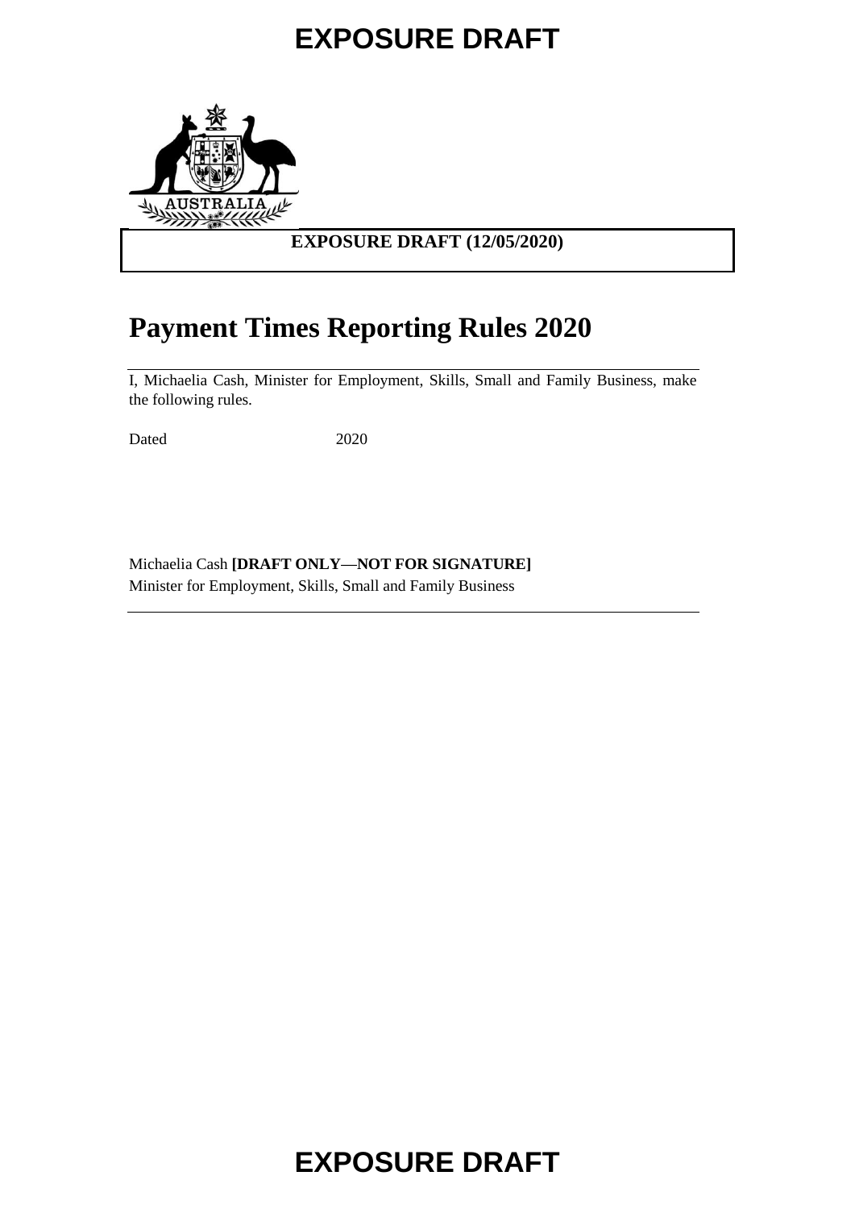EXPOSURE DRAFT

**EXPOSURE DRAFT (12/05/2020)**

# Payment Times Reporting Rules 2020

I, Michaelia Cash, Minister for Employment, Skills, Small and Family Business, make the following rules.

Dated 2020

Michaelia Cash **[DRAFT ONLY—NOT FOR SIGNATURE]**
Minister for Employment, Skills, Small and Family Business

EXPOSURE DRAFT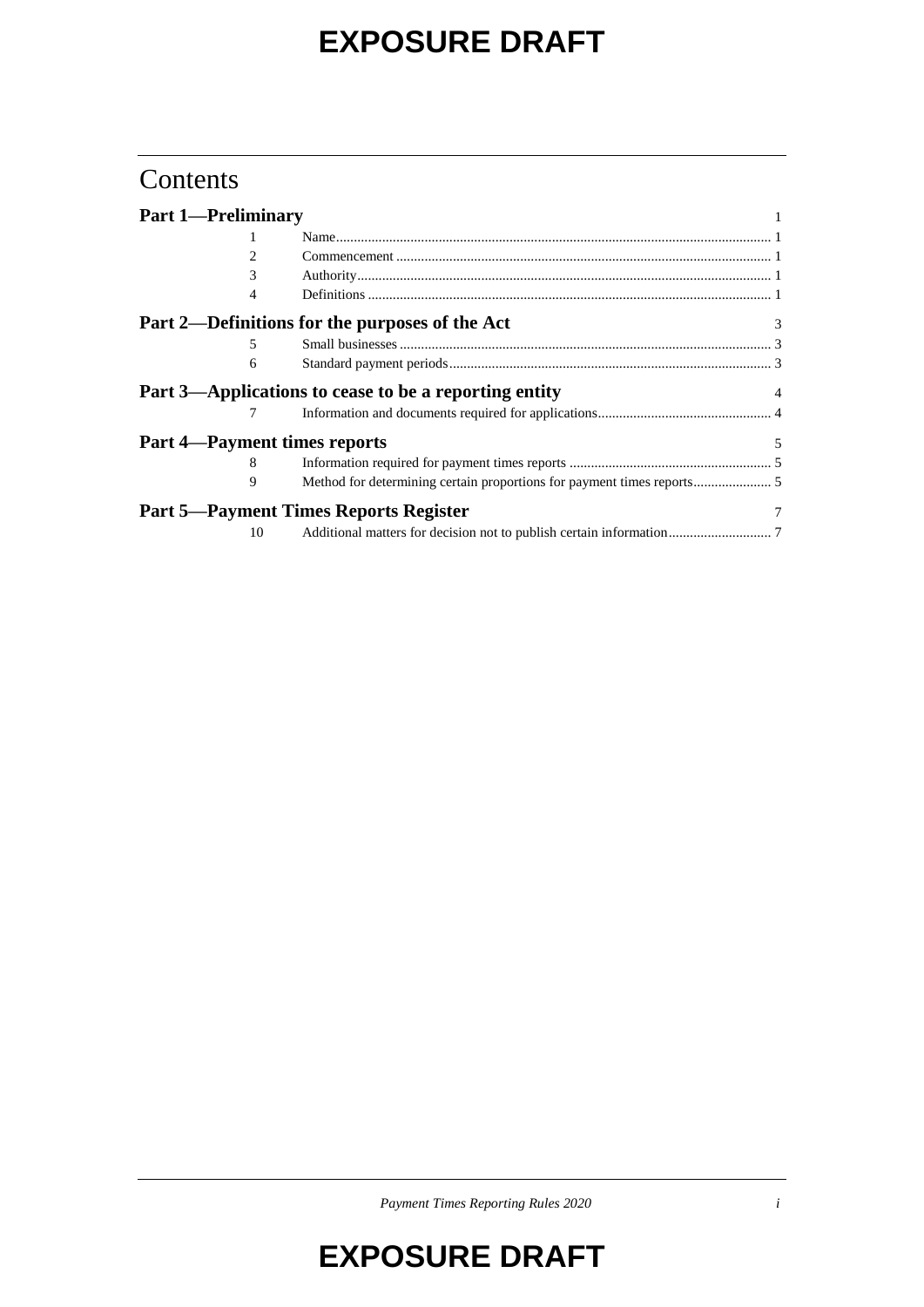# EXPOSURE DRAFT

## Contents

**Part 1—Preliminary** 1

| | | |
|---|---|---|
| 1 | Name | 1 |
| 2 | Commencement | 1 |
| 3 | Authority | 1 |
| 4 | Definitions | 1 |

**Part 2—Definitions for the purposes of the Act** 3

| | | |
|---|---|---|
| 5 | Small businesses | 3 |
| 6 | Standard payment periods | 3 |

**Part 3—Applications to cease to be a reporting entity** 4

| | | |
|---|---|---|
| 7 | Information and documents required for applications | 4 |

**Part 4—Payment times reports** 5

| | | |
|---|---|---|
| 8 | Information required for payment times reports | 5 |
| 9 | Method for determining certain proportions for payment times reports | 5 |

**Part 5—Payment Times Reports Register** 7

| | | |
|---|---|---|
| 10 | Additional matters for decision not to publish certain information | 7 |

# EXPOSURE DRAFT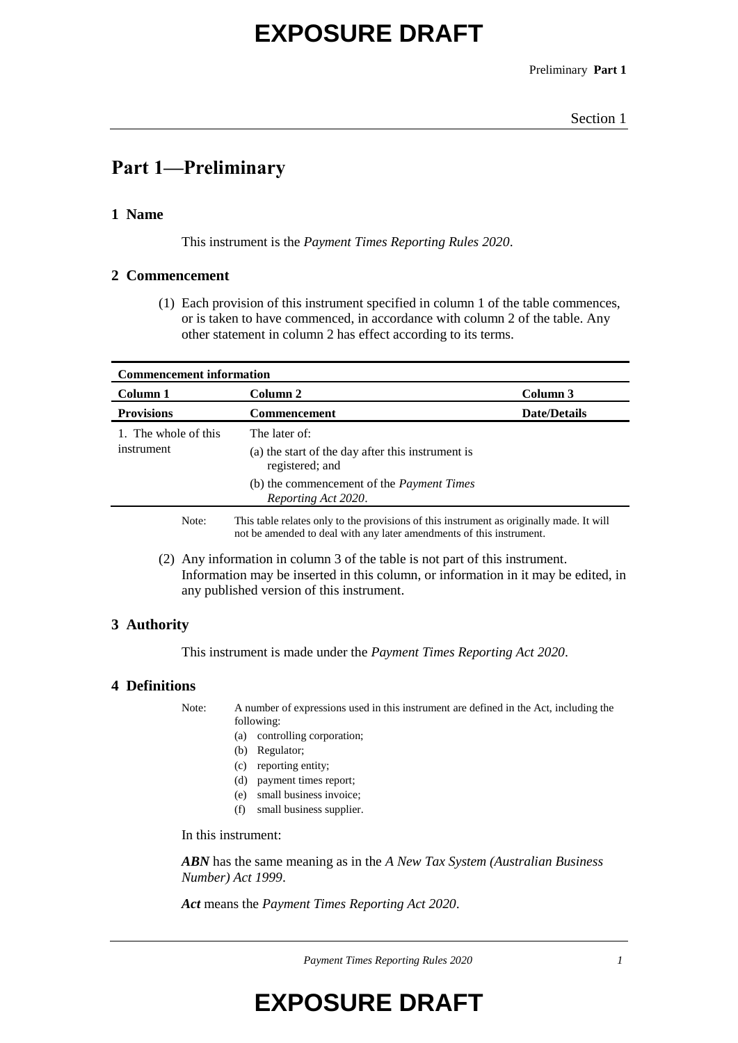# EXPOSURE DRAFT

## Part 1—Preliminary

### 1 Name

This instrument is the *Payment Times Reporting Rules 2020*.

### 2 Commencement

(1) Each provision of this instrument specified in column 1 of the table commences, or is taken to have commenced, in accordance with column 2 of the table. Any other statement in column 2 has effect according to its terms.

| **Commencement information** | | |
|---|---|---|
| **Column 1** | **Column 2** | **Column 3** |
| **Provisions** | **Commencement** | **Date/Details** |
| 1. The whole of this instrument | The later of:<br>(a) the start of the day after this instrument is registered; and<br>(b) the commencement of the *Payment Times Reporting Act 2020*. | |

Note: This table relates only to the provisions of this instrument as originally made. It will not be amended to deal with any later amendments of this instrument.

(2) Any information in column 3 of the table is not part of this instrument. Information may be inserted in this column, or information in it may be edited, in any published version of this instrument.

### 3 Authority

This instrument is made under the *Payment Times Reporting Act 2020*.

### 4 Definitions

Note: A number of expressions used in this instrument are defined in the Act, including the following:

(a) controlling corporation;
(b) Regulator;
(c) reporting entity;
(d) payment times report;
(e) small business invoice;
(f) small business supplier.

In this instrument:

***ABN*** has the same meaning as in the *A New Tax System (Australian Business Number) Act 1999*.

***Act*** means the *Payment Times Reporting Act 2020*.

# EXPOSURE DRAFT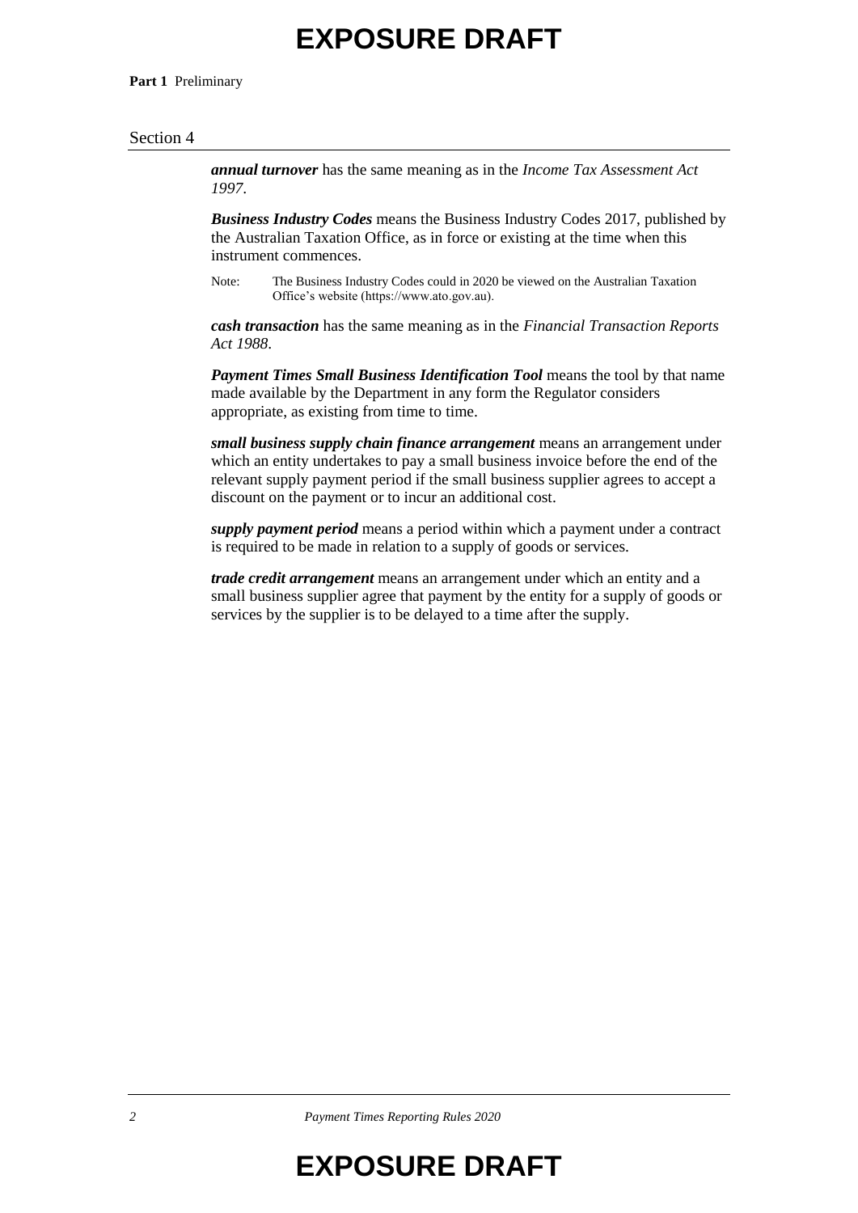*annual turnover* has the same meaning as in the *Income Tax Assessment Act 1997*.

***Business Industry Codes*** means the Business Industry Codes 2017, published by the Australian Taxation Office, as in force or existing at the time when this instrument commences.

Note: The Business Industry Codes could in 2020 be viewed on the Australian Taxation Office's website (https://www.ato.gov.au).

***cash transaction*** has the same meaning as in the *Financial Transaction Reports Act 1988*.

***Payment Times Small Business Identification Tool*** means the tool by that name made available by the Department in any form the Regulator considers appropriate, as existing from time to time.

***small business supply chain finance arrangement*** means an arrangement under which an entity undertakes to pay a small business invoice before the end of the relevant supply payment period if the small business supplier agrees to accept a discount on the payment or to incur an additional cost.

***supply payment period*** means a period within which a payment under a contract is required to be made in relation to a supply of goods or services.

***trade credit arrangement*** means an arrangement under which an entity and a small business supplier agree that payment by the entity for a supply of goods or services by the supplier is to be delayed to a time after the supply.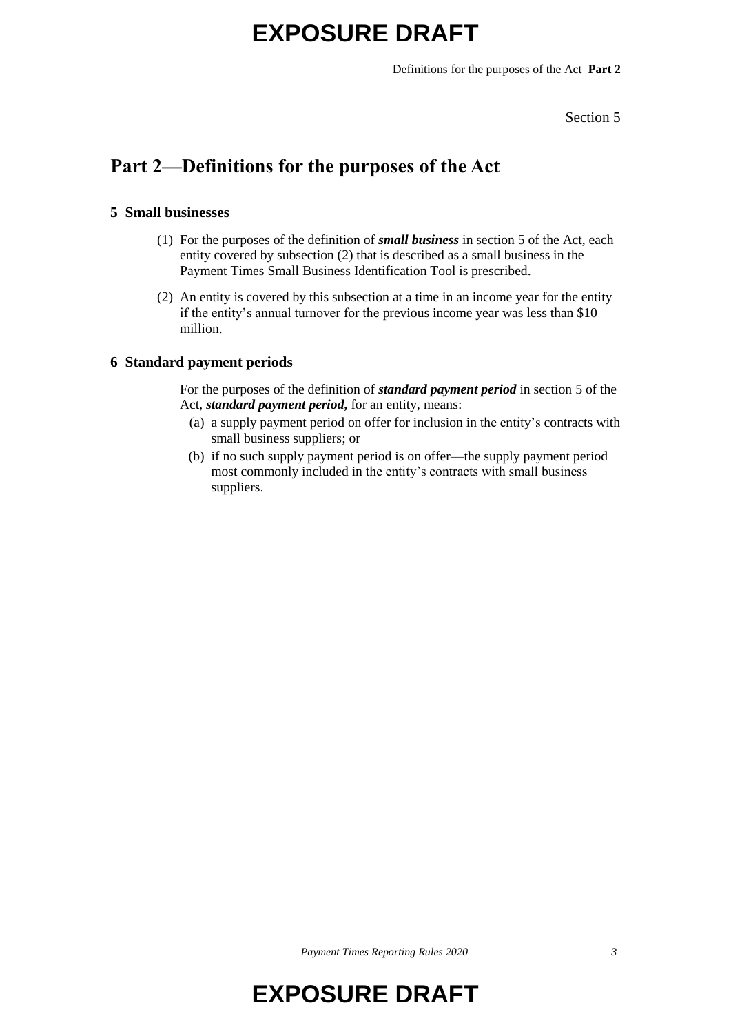## Part 2—Definitions for the purposes of the Act

### 5 Small businesses

(1) For the purposes of the definition of ***small business*** in section 5 of the Act, each entity covered by subsection (2) that is described as a small business in the Payment Times Small Business Identification Tool is prescribed.

(2) An entity is covered by this subsection at a time in an income year for the entity if the entity's annual turnover for the previous income year was less than $10 million.

### 6 Standard payment periods

For the purposes of the definition of ***standard payment period*** in section 5 of the Act, ***standard payment period*****,** for an entity, means:

(a) a supply payment period on offer for inclusion in the entity's contracts with small business suppliers; or

(b) if no such supply payment period is on offer—the supply payment period most commonly included in the entity's contracts with small business suppliers.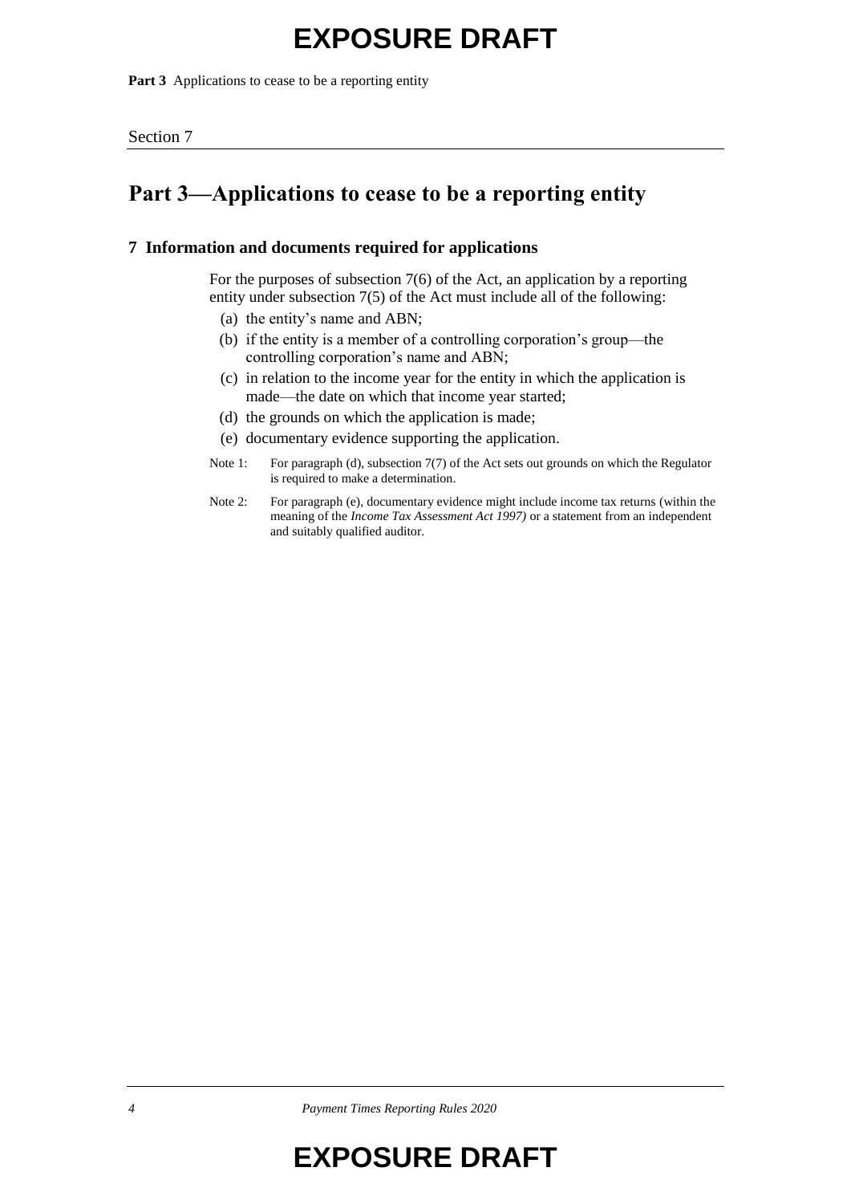## Part 3—Applications to cease to be a reporting entity

### 7 Information and documents required for applications

For the purposes of subsection 7(6) of the Act, an application by a reporting entity under subsection 7(5) of the Act must include all of the following:

- (a) the entity's name and ABN;
- (b) if the entity is a member of a controlling corporation's group—the controlling corporation's name and ABN;
- (c) in relation to the income year for the entity in which the application is made—the date on which that income year started;
- (d) the grounds on which the application is made;
- (e) documentary evidence supporting the application.

Note 1: For paragraph (d), subsection 7(7) of the Act sets out grounds on which the Regulator is required to make a determination.

Note 2: For paragraph (e), documentary evidence might include income tax returns (within the meaning of the *Income Tax Assessment Act 1997)* or a statement from an independent and suitably qualified auditor.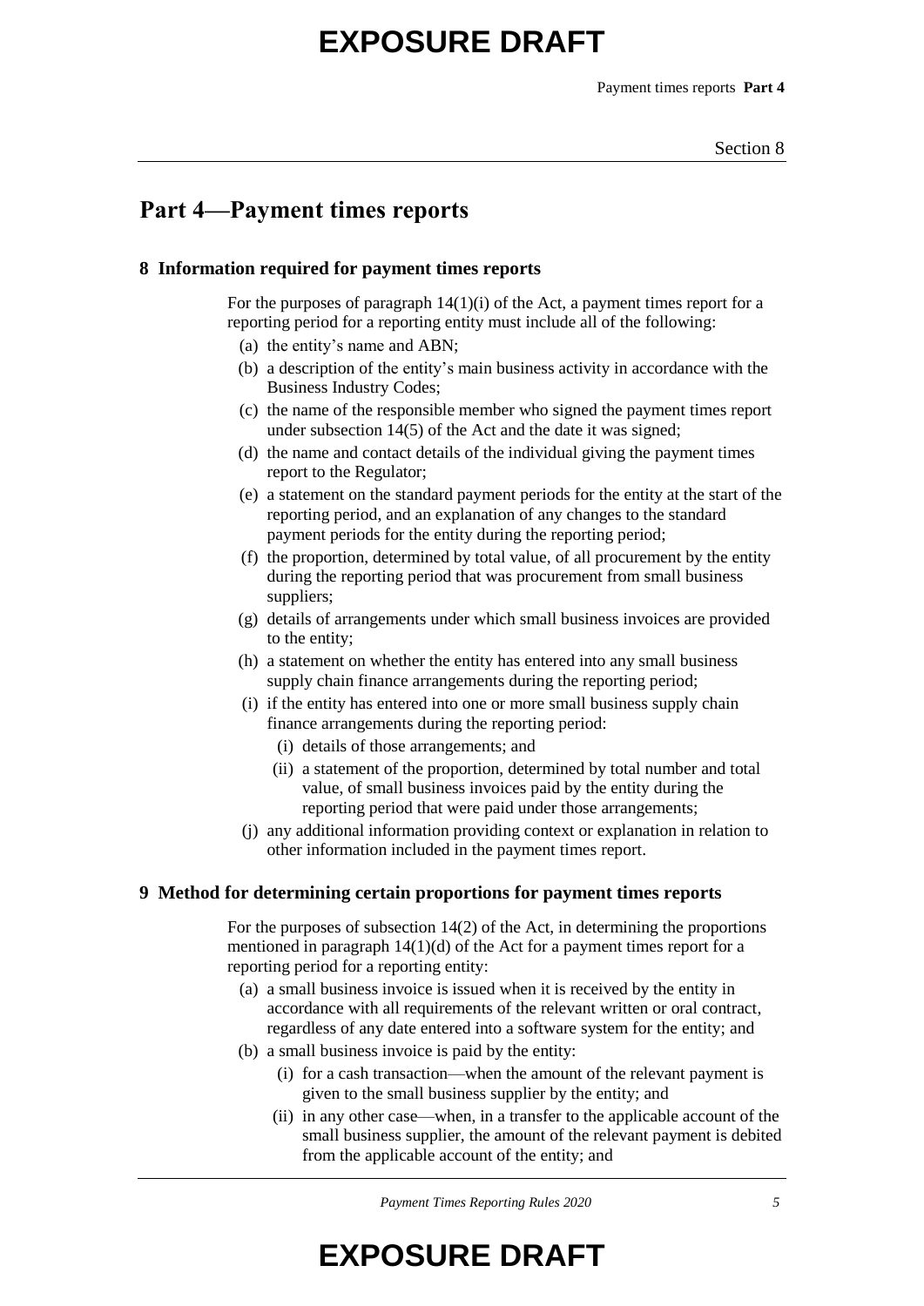## Part 4—Payment times reports

### 8 Information required for payment times reports

For the purposes of paragraph 14(1)(i) of the Act, a payment times report for a reporting period for a reporting entity must include all of the following:

- (a) the entity's name and ABN;
- (b) a description of the entity's main business activity in accordance with the Business Industry Codes;
- (c) the name of the responsible member who signed the payment times report under subsection 14(5) of the Act and the date it was signed;
- (d) the name and contact details of the individual giving the payment times report to the Regulator;
- (e) a statement on the standard payment periods for the entity at the start of the reporting period, and an explanation of any changes to the standard payment periods for the entity during the reporting period;
- (f) the proportion, determined by total value, of all procurement by the entity during the reporting period that was procurement from small business suppliers;
- (g) details of arrangements under which small business invoices are provided to the entity;
- (h) a statement on whether the entity has entered into any small business supply chain finance arrangements during the reporting period;
- (i) if the entity has entered into one or more small business supply chain finance arrangements during the reporting period:
  - (i) details of those arrangements; and
  - (ii) a statement of the proportion, determined by total number and total value, of small business invoices paid by the entity during the reporting period that were paid under those arrangements;
- (j) any additional information providing context or explanation in relation to other information included in the payment times report.

### 9 Method for determining certain proportions for payment times reports

For the purposes of subsection 14(2) of the Act, in determining the proportions mentioned in paragraph 14(1)(d) of the Act for a payment times report for a reporting period for a reporting entity:

- (a) a small business invoice is issued when it is received by the entity in accordance with all requirements of the relevant written or oral contract, regardless of any date entered into a software system for the entity; and
- (b) a small business invoice is paid by the entity:
  - (i) for a cash transaction—when the amount of the relevant payment is given to the small business supplier by the entity; and
  - (ii) in any other case—when, in a transfer to the applicable account of the small business supplier, the amount of the relevant payment is debited from the applicable account of the entity; and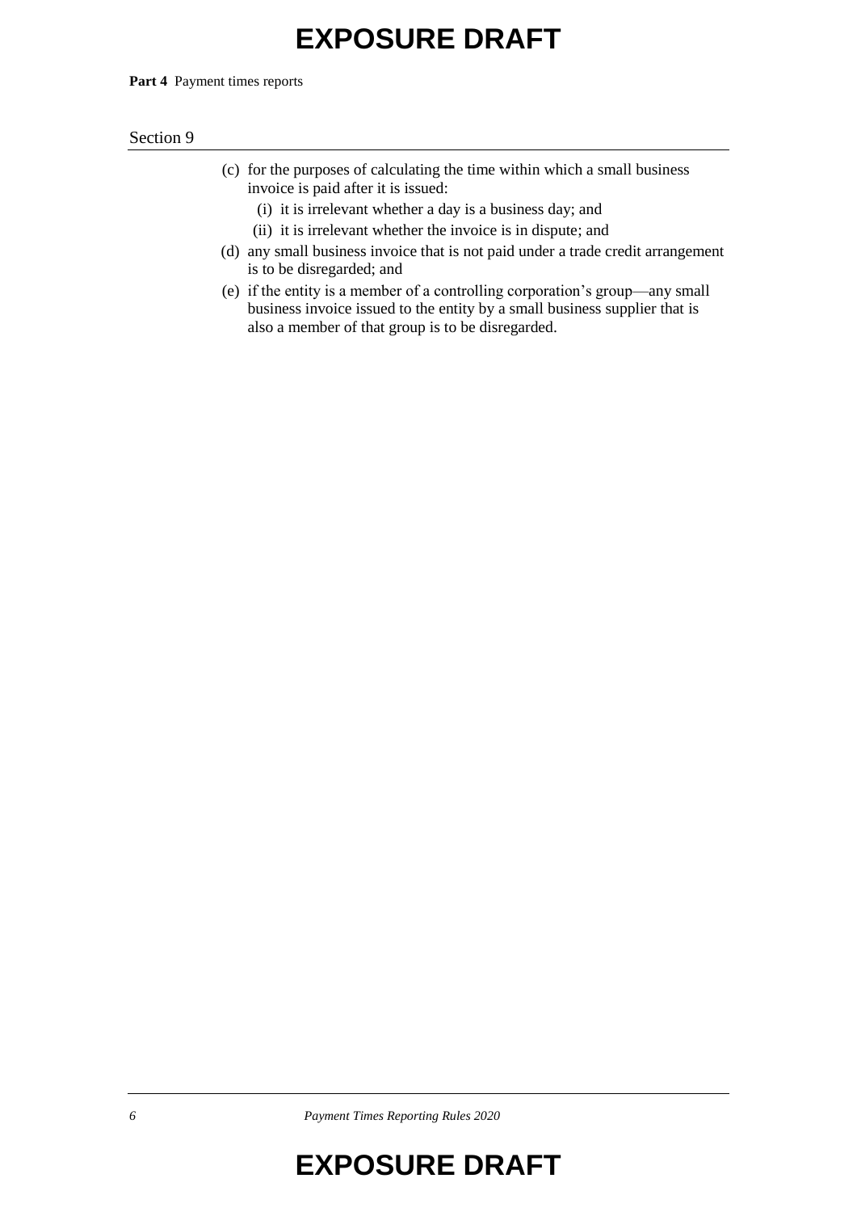(c) for the purposes of calculating the time within which a small business invoice is paid after it is issued:

  (i) it is irrelevant whether a day is a business day; and

  (ii) it is irrelevant whether the invoice is in dispute; and

(d) any small business invoice that is not paid under a trade credit arrangement is to be disregarded; and

(e) if the entity is a member of a controlling corporation's group—any small business invoice issued to the entity by a small business supplier that is also a member of that group is to be disregarded.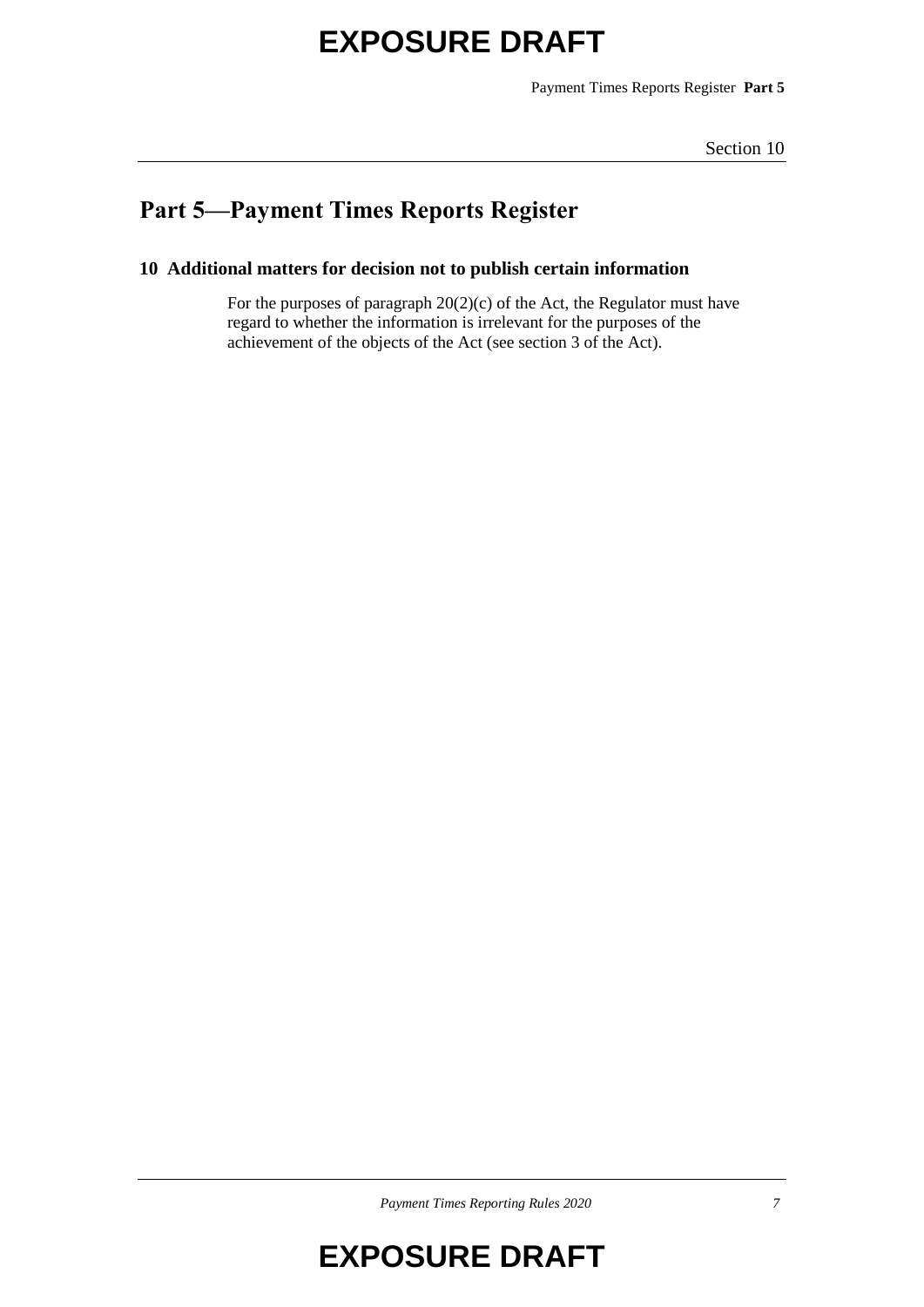## Part 5—Payment Times Reports Register

### 10 Additional matters for decision not to publish certain information

For the purposes of paragraph 20(2)(c) of the Act, the Regulator must have regard to whether the information is irrelevant for the purposes of the achievement of the objects of the Act (see section 3 of the Act).